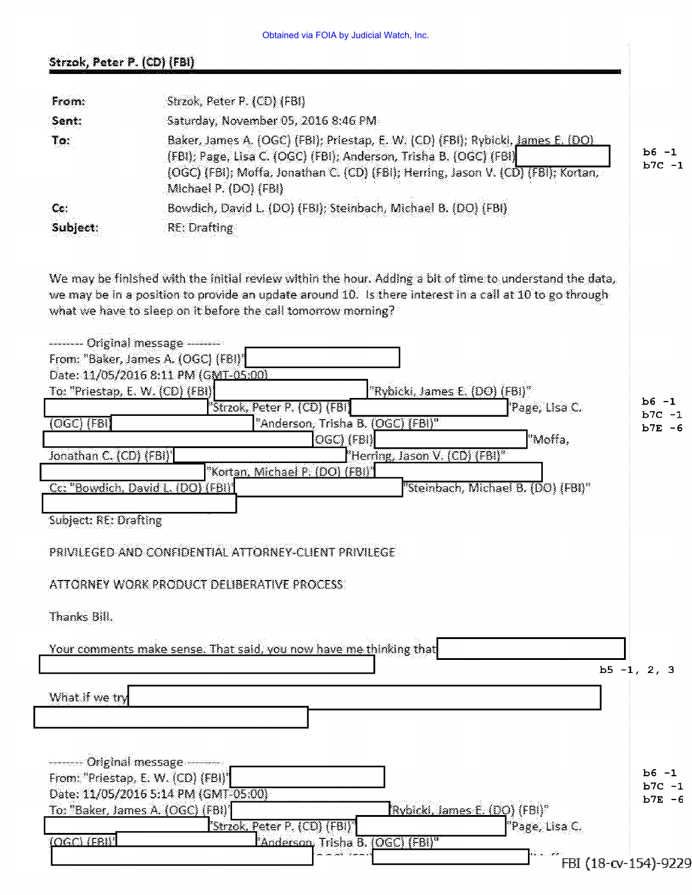Obtained via FOIA by Judicial Watch, Inc.

**Strzok, Peter P. (CD) (FBI)**

| | |
|---|---|
| **From:** | Strzok, Peter P. (CD) (FBI) |
| **Sent:** | Saturday, November 05, 2016 8:46 PM |
| **To:** | Baker, James A. (OGC) (FBI); Priestap, E. W. (CD) (FBI); Rybicki, James E. (DO) (FBI); Page, Lisa C. (OGC) (FBI); Anderson, Trisha B. (OGC) (FBI); [redacted] (OGC) (FBI); Moffa, Jonathan C. (CD) (FBI); Herring, Jason V. (CD) (FBI); Kortan, Michael P. (DO) (FBI) |
| **Cc:** | Bowdich, David L. (DO) (FBI); Steinbach, Michael B. (DO) (FBI) |
| **Subject:** | RE: Drafting |

b6 -1
b7C -1

We may be finished with the initial review within the hour. Adding a bit of time to understand the data, we may be in a position to provide an update around 10. Is there interest in a call at 10 to go through what we have to sleep on it before the call tomorrow morning?

-------- Original message --------
From: "Baker, James A. (OGC) (FBI)" [redacted]
Date: 11/05/2016 8:11 PM (GMT-05:00)
To: "Priestap, E. W. (CD) (FBI) [redacted] "Rybicki, James E. (DO) (FBI)" [redacted] "Strzok, Peter P. (CD) (FBI) [redacted] "Page, Lisa C. (OGC) (FBI) [redacted] "Anderson, Trisha B. (OGC) (FBI)" [redacted] OGC) (FBI) [redacted] "Moffa, Jonathan C. (CD) (FBI)" [redacted] "Herring, Jason V. (CD) (FBI)" [redacted] "Kortan, Michael P. (DO) (FBI)" [redacted]
Cc: "Bowdich, David L. (DO) (FBI)" [redacted] "Steinbach, Michael B. (DO) (FBI)" [redacted]
Subject: RE: Drafting

b6 -1
b7C -1
b7E -6

PRIVILEGED AND CONFIDENTIAL ATTORNEY-CLIENT PRIVILEGE

ATTORNEY WORK PRODUCT DELIBERATIVE PROCESS

Thanks Bill.

Your comments make sense. That said, you now have me thinking that [redacted]

b5 -1, 2, 3

What if we try [redacted]

-------- Original message --------
From: "Priestap, E. W. (CD) (FBI)" [redacted]
Date: 11/05/2016 5:14 PM (GMT-05:00)
To: "Baker, James A. (OGC) (FBI)" [redacted] "Rybicki, James E. (DO) (FBI)" [redacted] "Strzok, Peter P. (CD) (FBI)" [redacted] "Page, Lisa C. (OGC) (FBI)" [redacted] "Anderson, Trisha B. (OGC) (FBI)" [redacted]

b6 -1
b7C -1
b7E -6

FBI (18-cv-154)-9229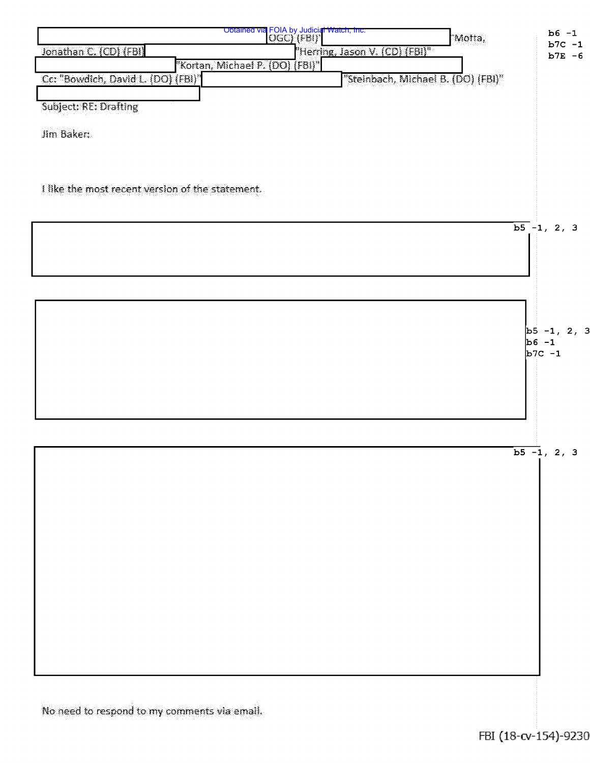OGC) (FBI)" "Motta, Jonathan C. (CD) (FBI)" "Herring, Jason V. (CD) (FBI)" "Kortan, Michael P. (DO) (FBI)"

Cc: "Bowdich, David L. (DO) (FBI)" "Steinbach, Michael B. (DO) (FBI)"

Subject: RE: Drafting

b6 -1
b7C -1
b7E -6

Jim Baker:

I like the most recent version of the statement.

b5 -1, 2, 3

b5 -1, 2, 3
b6 -1
b7C -1

b5 -1, 2, 3

No need to respond to my comments via email.

FBI (18-cv-154)-9230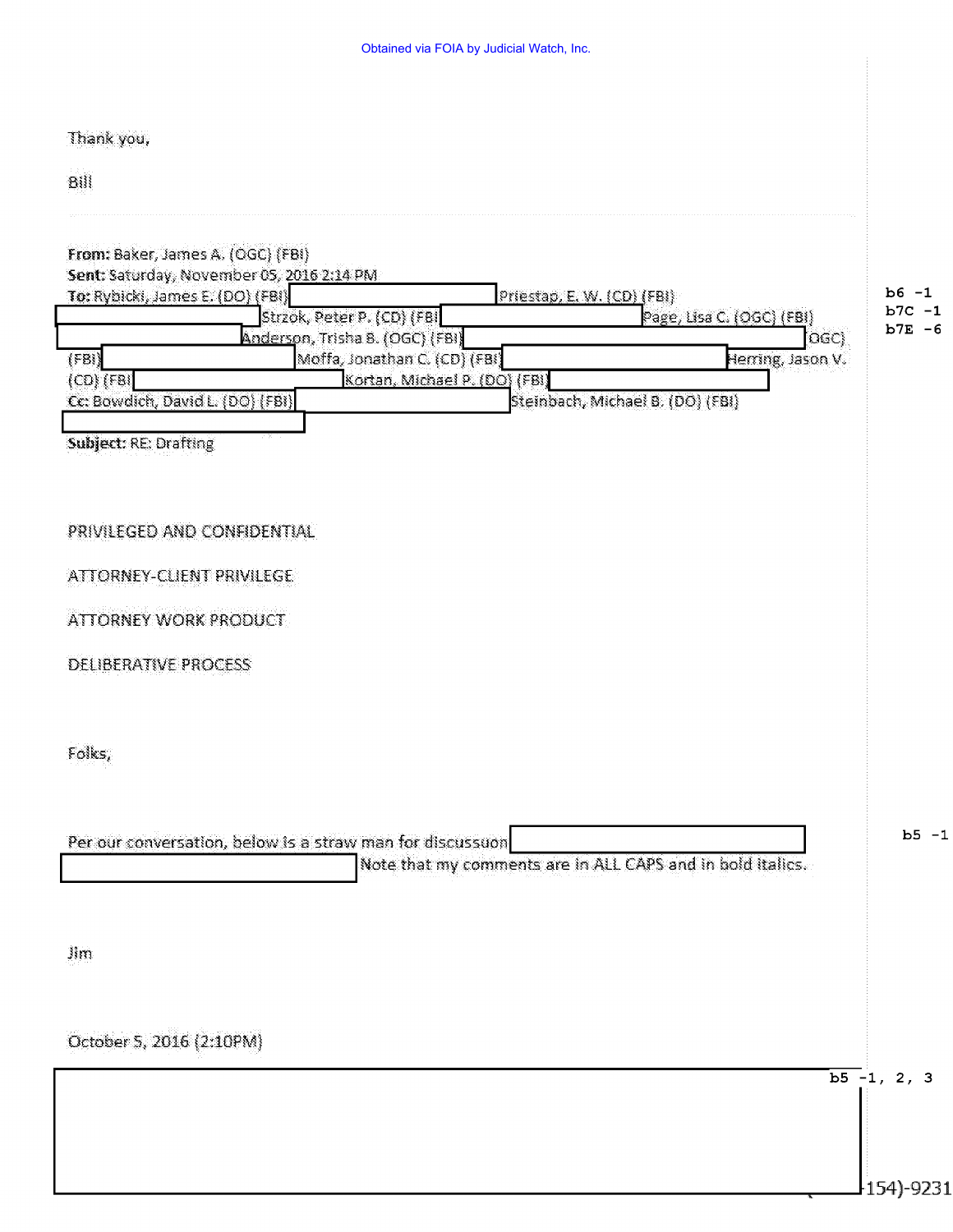Obtained via FOIA by Judicial Watch, Inc.

Thank you,

Bill

---

**From:** Baker, James A. (OGC) (FBI)
**Sent:** Saturday, November 05, 2016 2:14 PM
**To:** Rybicki, James E. (DO) (FBI) [redacted] Priestap, E. W. (CD) (FBI) [redacted] Strzok, Peter P. (CD) (FBI [redacted] Page, Lisa C. (OGC) (FBI) [redacted] Anderson, Trisha B. (OGC) (FBI) [redacted] OGC) (FBI) [redacted] Moffa, Jonathan C. (CD) (FBI [redacted] Herring, Jason V. (CD) (FBI [redacted] Kortan, Michael P. (DO) (FBI) [redacted]
**Cc:** Bowdich, David L. (DO) (FBI) [redacted] Steinbach, Michael B. (DO) (FBI) [redacted]
**Subject:** RE: Drafting

b6 -1
b7C -1
b7E -6

PRIVILEGED AND CONFIDENTIAL

ATTORNEY-CLIENT PRIVILEGE

ATTORNEY WORK PRODUCT

DELIBERATIVE PROCESS

Folks,

Per our conversation, below is a straw man for discussion [redacted] Note that my comments are in ALL CAPS and in bold italics.

b5 -1

Jim

October 5, 2016 (2:10PM)

[redacted]

b5 -1, 2, 3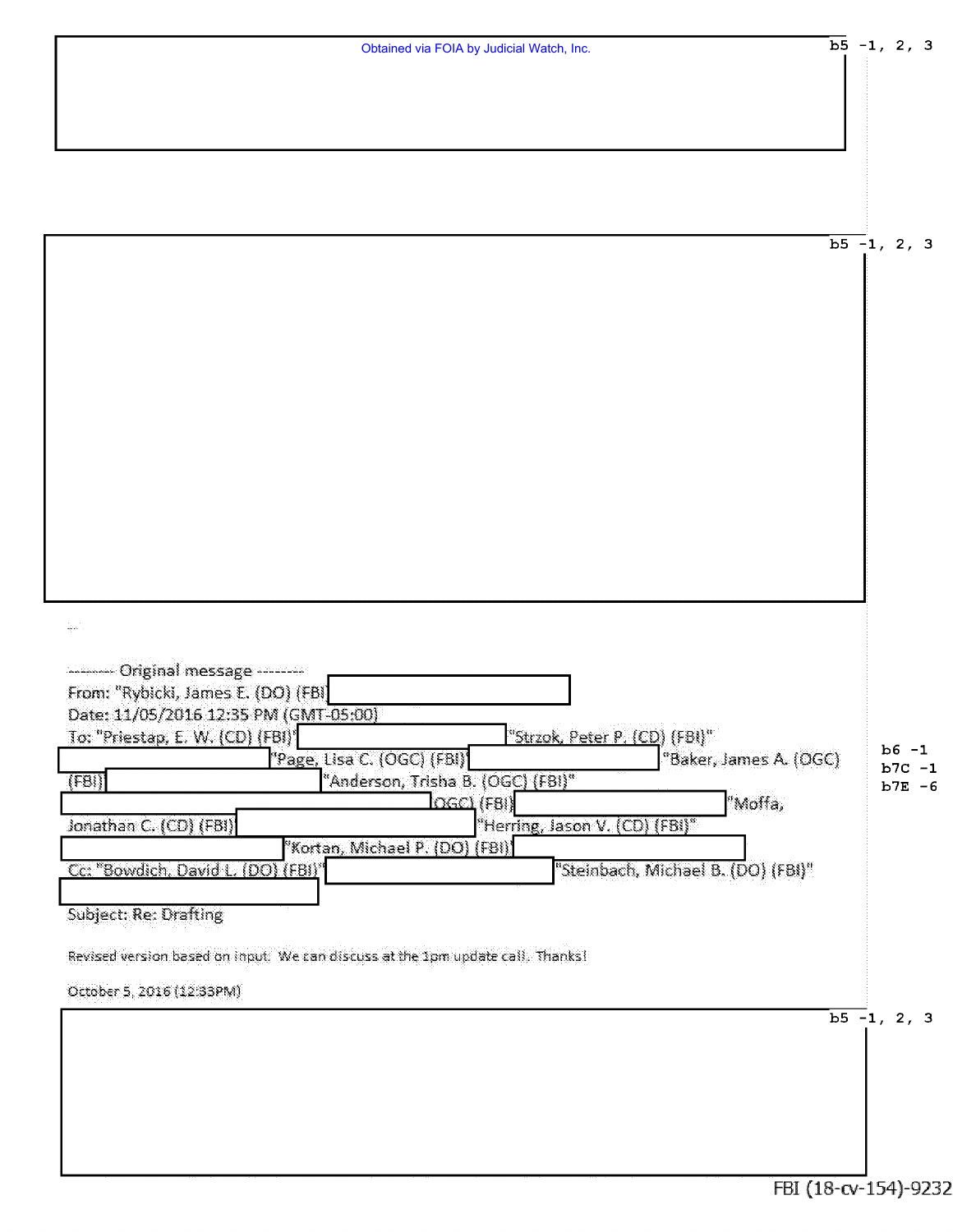Obtained via FOIA by Judicial Watch, Inc.

b5 -1, 2, 3

b5 -1, 2, 3

--

-------- Original message --------
From: "Rybicki, James E. (DO) (FBI)
Date: 11/05/2016 12:35 PM (GMT-05:00)
To: "Priestap, E. W. (CD) (FBI)" "Strzok, Peter P. (CD) (FBI)" "Page, Lisa C. (OGC) (FBI)" "Baker, James A. (OGC) (FBI)" "Anderson, Trisha B. (OGC) (FBI)" OGC) (FBI) "Moffa, Jonathan C. (CD) (FBI)" "Herring, Jason V. (CD) (FBI)" "Kortan, Michael P. (DO) (FBI)"
Cc: "Bowdich, David L. (DO) (FBI)" "Steinbach, Michael B. (DO) (FBI)"
Subject: Re: Drafting

b6 -1
b7C -1
b7E -6

Revised version based on input. We can discuss at the 1pm update call. Thanks!

October 5, 2016 (12:33PM)

b5 -1, 2, 3

FBI (18-cv-154)-9232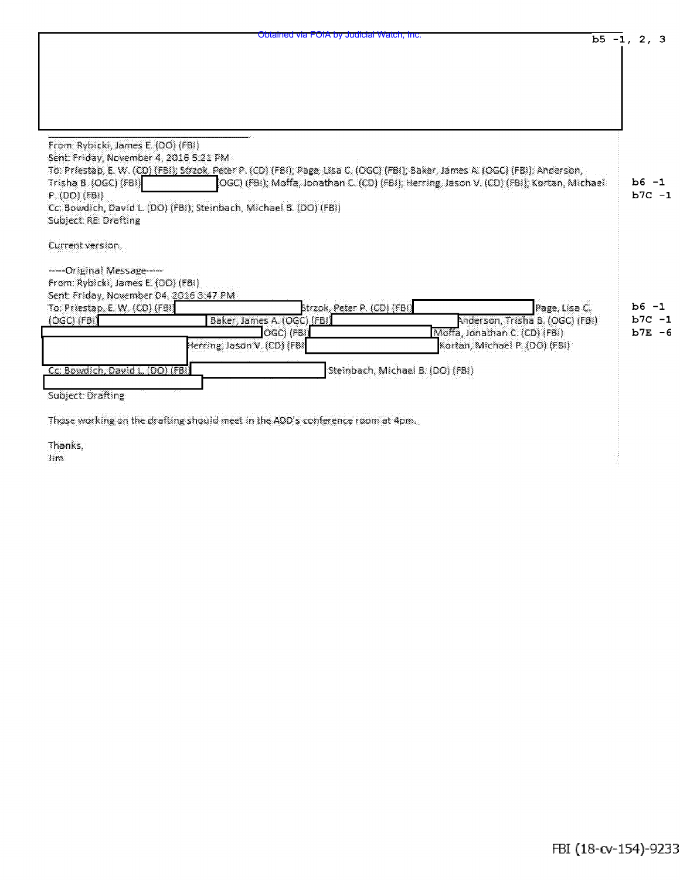Obtained via FOIA by Judicial Watch, Inc.

b5 -1, 2, 3

From: Rybicki, James E. (DO) (FBI)
Sent: Friday, November 4, 2016 5:21 PM
To: Priestap, E. W. (CD) (FBI); Strzok, Peter P. (CD) (FBI); Page, Lisa C. (OGC) (FBI); Baker, James A. (OGC) (FBI); Anderson, Trisha B. (OGC) (FBI); [redacted] (OGC) (FBI); Moffa, Jonathan C. (CD) (FBI); Herring, Jason V. (CD) (FBI); Kortan, Michael P. (DO) (FBI)
Cc: Bowdich, David L. (DO) (FBI); Steinbach, Michael B. (DO) (FBI)
Subject: RE: Drafting

b6 -1
b7C -1

Current version.

-----Original Message-----
From: Rybicki, James E. (DO) (FBI)
Sent: Friday, November 04, 2016 3:47 PM
To: Priestap, E. W. (CD) (FBI) [redacted] Strzok, Peter P. (CD) (FBI) [redacted] Page, Lisa C. (OGC) (FBI) [redacted] Baker, James A. (OGC) (FBI) [redacted] Anderson, Trisha B. (OGC) (FBI) [redacted] OGC) (FBI [redacted] Moffa, Jonathan C. (CD) (FBI) [redacted] Herring, Jason V. (CD) (FBI [redacted] Kortan, Michael P. (DO) (FBI)
Cc: Bowdich, David L. (DO) (FBI) [redacted] Steinbach, Michael B. (DO) (FBI) [redacted]
Subject: Drafting

b6 -1
b7C -1
b7E -6

Those working on the drafting should meet in the ADD's conference room at 4pm.

Thanks,
Jim

FBI (18-cv-154)-9233